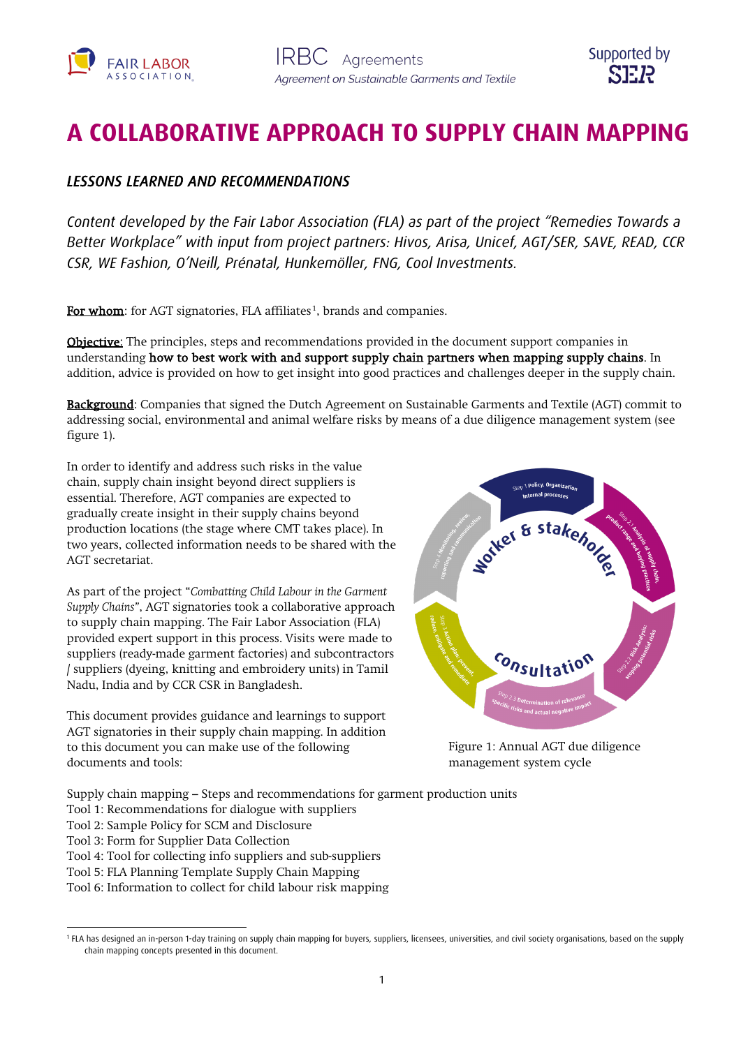# A COLLABORATIVE APPROACH TO SUPPLY CHAIN MAPPING

## *LESSONS LEARNED AND RECOMMENDATIONS*

*Content developed by the Fair Labor Association (FLA) as part of the project "Remedies Towards a Better Workplace" with input from project partners: Hivos, Arisa, Unicef, AGT/SER, SAVE, READ, CCR CSR, WE Fashion, O'Neill, Prénatal, Hunkemöller, FNG, Cool Investments.*

<u>For whom</u>: for AGT signatories, FLA affiliates[1], brands and companies.

<u>Objective</u>: The principles, steps and recommendations provided in the document support companies in understanding **how to best work with and support supply chain partners when mapping supply chains**. In addition, advice is provided on how to get insight into good practices and challenges deeper in the supply chain.

<u>Background</u>: Companies that signed the Dutch Agreement on Sustainable Garments and Textile (AGT) commit to addressing social, environmental and animal welfare risks by means of a due diligence management system (see figure 1).

In order to identify and address such risks in the value chain, supply chain insight beyond direct suppliers is essential. Therefore, AGT companies are expected to gradually create insight in their supply chains beyond production locations (the stage where CMT takes place). In two years, collected information needs to be shared with the AGT secretariat.

As part of the project "*Combatting Child Labour in the Garment Supply Chains*", AGT signatories took a collaborative approach to supply chain mapping. The Fair Labor Association (FLA) provided expert support in this process. Visits were made to suppliers (ready-made garment factories) and subcontractors / suppliers (dyeing, knitting and embroidery units) in Tamil Nadu, India and by CCR CSR in Bangladesh.

This document provides guidance and learnings to support AGT signatories in their supply chain mapping. In addition to this document you can make use of the following documents and tools:

Figure 1: Annual AGT due diligence management system cycle

Supply chain mapping – Steps and recommendations for garment production units
Tool 1: Recommendations for dialogue with suppliers
Tool 2: Sample Policy for SCM and Disclosure
Tool 3: Form for Supplier Data Collection
Tool 4: Tool for collecting info suppliers and sub-suppliers
Tool 5: FLA Planning Template Supply Chain Mapping
Tool 6: Information to collect for child labour risk mapping

[1] FLA has designed an in-person 1-day training on supply chain mapping for buyers, suppliers, licensees, universities, and civil society organisations, based on the supply chain mapping concepts presented in this document.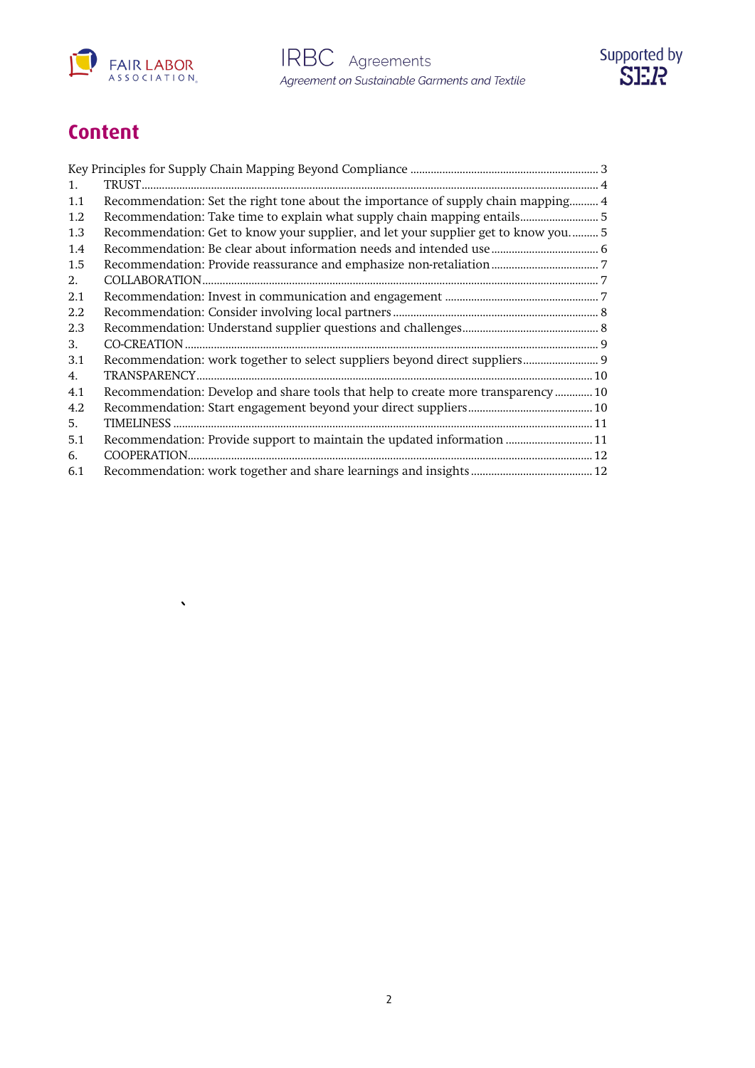# Content

| | | |
|---|---|---|
| Key Principles for Supply Chain Mapping Beyond Compliance | | 3 |
| 1. | TRUST | 4 |
| 1.1 | Recommendation: Set the right tone about the importance of supply chain mapping | 4 |
| 1.2 | Recommendation: Take time to explain what supply chain mapping entails | 5 |
| 1.3 | Recommendation: Get to know your supplier, and let your supplier get to know you. | 5 |
| 1.4 | Recommendation: Be clear about information needs and intended use | 6 |
| 1.5 | Recommendation: Provide reassurance and emphasize non-retaliation | 7 |
| 2. | COLLABORATION | 7 |
| 2.1 | Recommendation: Invest in communication and engagement | 7 |
| 2.2 | Recommendation: Consider involving local partners | 8 |
| 2.3 | Recommendation: Understand supplier questions and challenges | 8 |
| 3. | CO-CREATION | 9 |
| 3.1 | Recommendation: work together to select suppliers beyond direct suppliers | 9 |
| 4. | TRANSPARENCY | 10 |
| 4.1 | Recommendation: Develop and share tools that help to create more transparency | 10 |
| 4.2 | Recommendation: Start engagement beyond your direct suppliers | 10 |
| 5. | TIMELINESS | 11 |
| 5.1 | Recommendation: Provide support to maintain the updated information | 11 |
| 6. | COOPERATION | 12 |
| 6.1 | Recommendation: work together and share learnings and insights | 12 |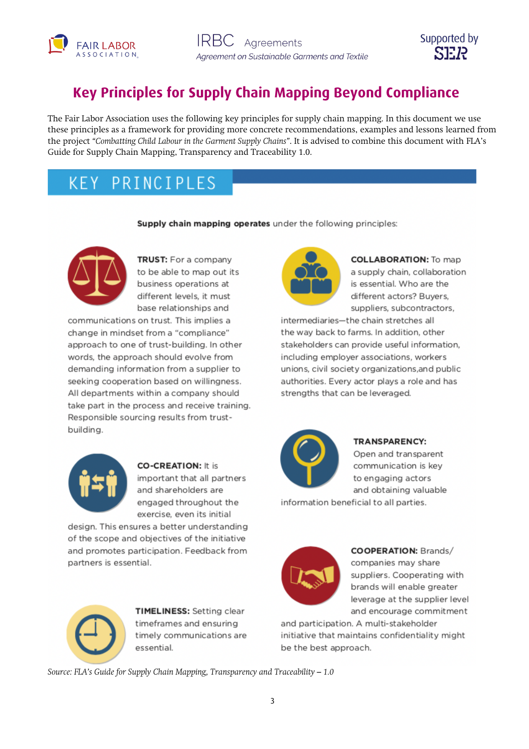# Key Principles for Supply Chain Mapping Beyond Compliance

The Fair Labor Association uses the following key principles for supply chain mapping. In this document we use these principles as a framework for providing more concrete recommendations, examples and lessons learned from the project *"Combatting Child Labour in the Garment Supply Chains"*. It is advised to combine this document with FLA's Guide for Supply Chain Mapping, Transparency and Traceability 1.0.

## KEY PRINCIPLES

**Supply chain mapping operates** under the following principles:

**TRUST:** For a company to be able to map out its business operations at different levels, it must base relationships and communications on trust. This implies a change in mindset from a "compliance" approach to one of trust-building. In other words, the approach should evolve from demanding information from a supplier to seeking cooperation based on willingness. All departments within a company should take part in the process and receive training. Responsible sourcing results from trust-building.

**CO-CREATION:** It is important that all partners and shareholders are engaged throughout the exercise, even its initial design. This ensures a better understanding of the scope and objectives of the initiative and promotes participation. Feedback from partners is essential.

**TIMELINESS:** Setting clear timeframes and ensuring timely communications are essential.

**COLLABORATION:** To map a supply chain, collaboration is essential. Who are the different actors? Buyers, suppliers, subcontractors, intermediaries—the chain stretches all the way back to farms. In addition, other stakeholders can provide useful information, including employer associations, workers unions, civil society organizations,and public authorities. Every actor plays a role and has strengths that can be leveraged.

**TRANSPARENCY:** Open and transparent communication is key to engaging actors and obtaining valuable information beneficial to all parties.

**COOPERATION:** Brands/ companies may share suppliers. Cooperating with brands will enable greater leverage at the supplier level and encourage commitment and participation. A multi-stakeholder initiative that maintains confidentiality might be the best approach.

*Source: FLA's Guide for Supply Chain Mapping, Transparency and Traceability – 1.0*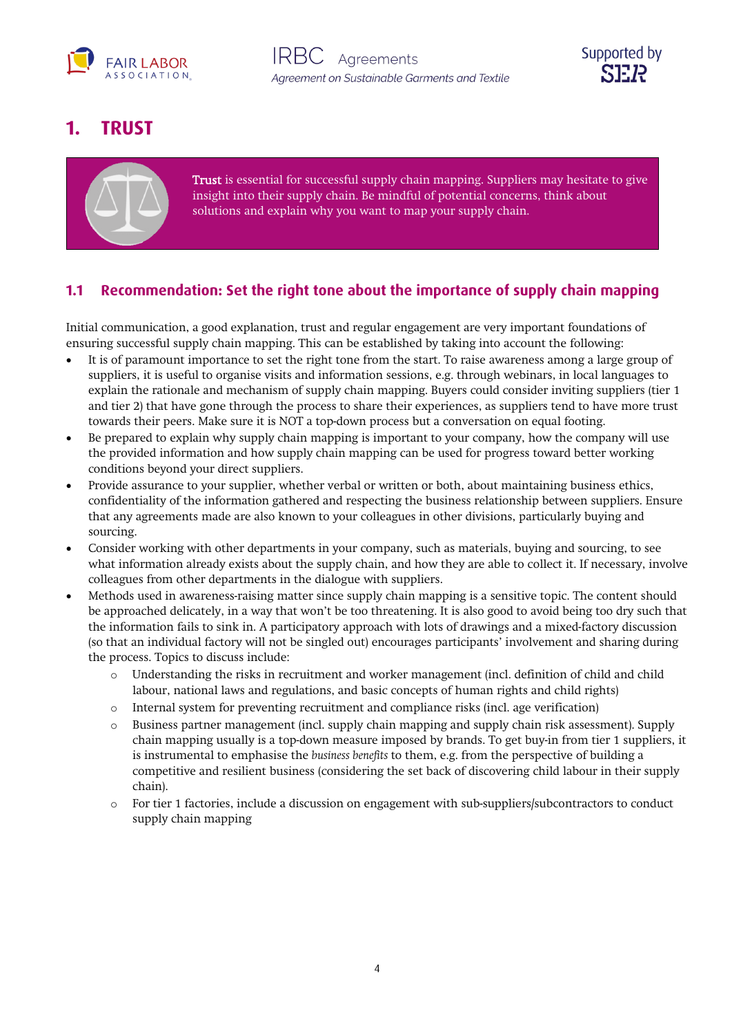# 1. TRUST

**Trust** is essential for successful supply chain mapping. Suppliers may hesitate to give insight into their supply chain. Be mindful of potential concerns, think about solutions and explain why you want to map your supply chain.

## 1.1 Recommendation: Set the right tone about the importance of supply chain mapping

Initial communication, a good explanation, trust and regular engagement are very important foundations of ensuring successful supply chain mapping. This can be established by taking into account the following:

- It is of paramount importance to set the right tone from the start. To raise awareness among a large group of suppliers, it is useful to organise visits and information sessions, e.g. through webinars, in local languages to explain the rationale and mechanism of supply chain mapping. Buyers could consider inviting suppliers (tier 1 and tier 2) that have gone through the process to share their experiences, as suppliers tend to have more trust towards their peers. Make sure it is NOT a top-down process but a conversation on equal footing.
- Be prepared to explain why supply chain mapping is important to your company, how the company will use the provided information and how supply chain mapping can be used for progress toward better working conditions beyond your direct suppliers.
- Provide assurance to your supplier, whether verbal or written or both, about maintaining business ethics, confidentiality of the information gathered and respecting the business relationship between suppliers. Ensure that any agreements made are also known to your colleagues in other divisions, particularly buying and sourcing.
- Consider working with other departments in your company, such as materials, buying and sourcing, to see what information already exists about the supply chain, and how they are able to collect it. If necessary, involve colleagues from other departments in the dialogue with suppliers.
- Methods used in awareness-raising matter since supply chain mapping is a sensitive topic. The content should be approached delicately, in a way that won't be too threatening. It is also good to avoid being too dry such that the information fails to sink in. A participatory approach with lots of drawings and a mixed-factory discussion (so that an individual factory will not be singled out) encourages participants' involvement and sharing during the process. Topics to discuss include:
  - Understanding the risks in recruitment and worker management (incl. definition of child and child labour, national laws and regulations, and basic concepts of human rights and child rights)
  - Internal system for preventing recruitment and compliance risks (incl. age verification)
  - Business partner management (incl. supply chain mapping and supply chain risk assessment). Supply chain mapping usually is a top-down measure imposed by brands. To get buy-in from tier 1 suppliers, it is instrumental to emphasise the *business benefits* to them, e.g. from the perspective of building a competitive and resilient business (considering the set back of discovering child labour in their supply chain).
  - For tier 1 factories, include a discussion on engagement with sub-suppliers/subcontractors to conduct supply chain mapping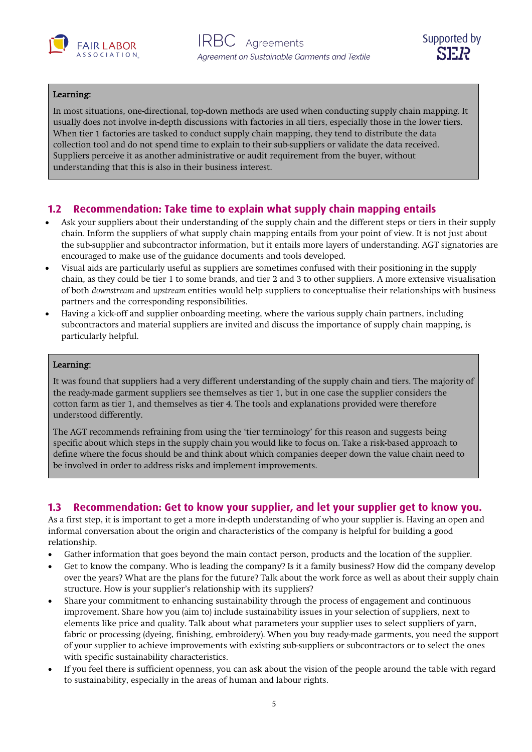**Learning:**

In most situations, one-directional, top-down methods are used when conducting supply chain mapping. It usually does not involve in-depth discussions with factories in all tiers, especially those in the lower tiers. When tier 1 factories are tasked to conduct supply chain mapping, they tend to distribute the data collection tool and do not spend time to explain to their sub-suppliers or validate the data received. Suppliers perceive it as another administrative or audit requirement from the buyer, without understanding that this is also in their business interest.

## 1.2 Recommendation: Take time to explain what supply chain mapping entails

- Ask your suppliers about their understanding of the supply chain and the different steps or tiers in their supply chain. Inform the suppliers of what supply chain mapping entails from your point of view. It is not just about the sub-supplier and subcontractor information, but it entails more layers of understanding. AGT signatories are encouraged to make use of the guidance documents and tools developed.
- Visual aids are particularly useful as suppliers are sometimes confused with their positioning in the supply chain, as they could be tier 1 to some brands, and tier 2 and 3 to other suppliers. A more extensive visualisation of both *downstream* and *upstream* entities would help suppliers to conceptualise their relationships with business partners and the corresponding responsibilities.
- Having a kick-off and supplier onboarding meeting, where the various supply chain partners, including subcontractors and material suppliers are invited and discuss the importance of supply chain mapping, is particularly helpful.

**Learning:**

It was found that suppliers had a very different understanding of the supply chain and tiers. The majority of the ready-made garment suppliers see themselves as tier 1, but in one case the supplier considers the cotton farm as tier 1, and themselves as tier 4. The tools and explanations provided were therefore understood differently.

The AGT recommends refraining from using the 'tier terminology' for this reason and suggests being specific about which steps in the supply chain you would like to focus on. Take a risk-based approach to define where the focus should be and think about which companies deeper down the value chain need to be involved in order to address risks and implement improvements.

## 1.3 Recommendation: Get to know your supplier, and let your supplier get to know you.

As a first step, it is important to get a more in-depth understanding of who your supplier is. Having an open and informal conversation about the origin and characteristics of the company is helpful for building a good relationship.

- Gather information that goes beyond the main contact person, products and the location of the supplier.
- Get to know the company. Who is leading the company? Is it a family business? How did the company develop over the years? What are the plans for the future? Talk about the work force as well as about their supply chain structure. How is your supplier's relationship with its suppliers?
- Share your commitment to enhancing sustainability through the process of engagement and continuous improvement. Share how you (aim to) include sustainability issues in your selection of suppliers, next to elements like price and quality. Talk about what parameters your supplier uses to select suppliers of yarn, fabric or processing (dyeing, finishing, embroidery). When you buy ready-made garments, you need the support of your supplier to achieve improvements with existing sub-suppliers or subcontractors or to select the ones with specific sustainability characteristics.
- If you feel there is sufficient openness, you can ask about the vision of the people around the table with regard to sustainability, especially in the areas of human and labour rights.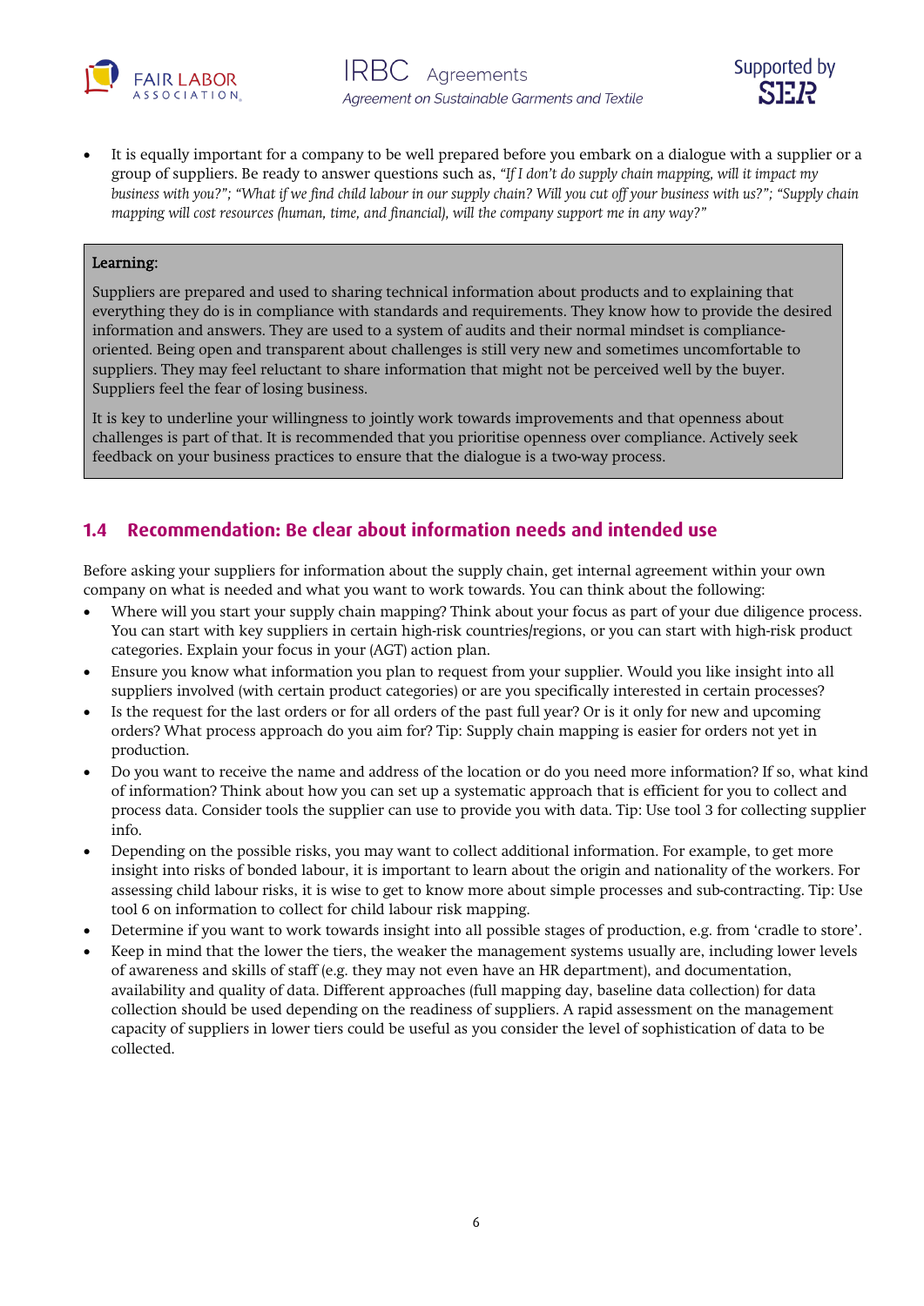- It is equally important for a company to be well prepared before you embark on a dialogue with a supplier or a group of suppliers. Be ready to answer questions such as, *"If I don't do supply chain mapping, will it impact my business with you?"; "What if we find child labour in our supply chain? Will you cut off your business with us?"; "Supply chain mapping will cost resources (human, time, and financial), will the company support me in any way?"*

> **Learning:**
>
> Suppliers are prepared and used to sharing technical information about products and to explaining that everything they do is in compliance with standards and requirements. They know how to provide the desired information and answers. They are used to a system of audits and their normal mindset is compliance-oriented. Being open and transparent about challenges is still very new and sometimes uncomfortable to suppliers. They may feel reluctant to share information that might not be perceived well by the buyer. Suppliers feel the fear of losing business.
>
> It is key to underline your willingness to jointly work towards improvements and that openness about challenges is part of that. It is recommended that you prioritise openness over compliance. Actively seek feedback on your business practices to ensure that the dialogue is a two-way process.

## 1.4 Recommendation: Be clear about information needs and intended use

Before asking your suppliers for information about the supply chain, get internal agreement within your own company on what is needed and what you want to work towards. You can think about the following:

- Where will you start your supply chain mapping? Think about your focus as part of your due diligence process. You can start with key suppliers in certain high-risk countries/regions, or you can start with high-risk product categories. Explain your focus in your (AGT) action plan.
- Ensure you know what information you plan to request from your supplier. Would you like insight into all suppliers involved (with certain product categories) or are you specifically interested in certain processes?
- Is the request for the last orders or for all orders of the past full year? Or is it only for new and upcoming orders? What process approach do you aim for? Tip: Supply chain mapping is easier for orders not yet in production.
- Do you want to receive the name and address of the location or do you need more information? If so, what kind of information? Think about how you can set up a systematic approach that is efficient for you to collect and process data. Consider tools the supplier can use to provide you with data. Tip: Use tool 3 for collecting supplier info.
- Depending on the possible risks, you may want to collect additional information. For example, to get more insight into risks of bonded labour, it is important to learn about the origin and nationality of the workers. For assessing child labour risks, it is wise to get to know more about simple processes and sub-contracting. Tip: Use tool 6 on information to collect for child labour risk mapping.
- Determine if you want to work towards insight into all possible stages of production, e.g. from 'cradle to store'.
- Keep in mind that the lower the tiers, the weaker the management systems usually are, including lower levels of awareness and skills of staff (e.g. they may not even have an HR department), and documentation, availability and quality of data. Different approaches (full mapping day, baseline data collection) for data collection should be used depending on the readiness of suppliers. A rapid assessment on the management capacity of suppliers in lower tiers could be useful as you consider the level of sophistication of data to be collected.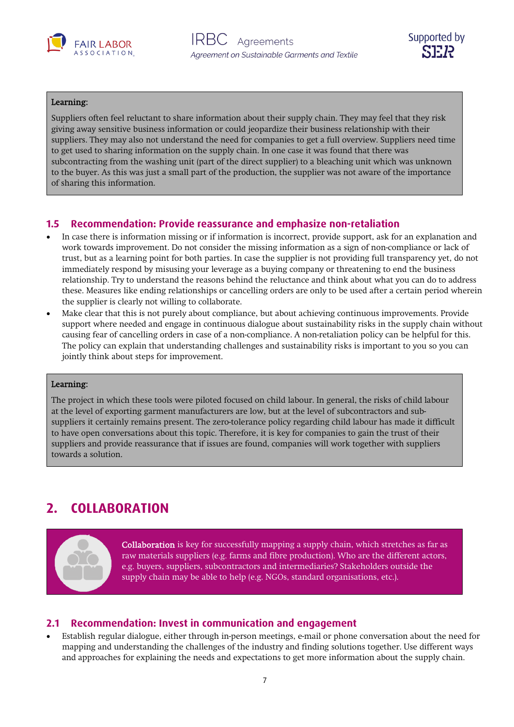**Learning:**

Suppliers often feel reluctant to share information about their supply chain. They may feel that they risk giving away sensitive business information or could jeopardize their business relationship with their suppliers. They may also not understand the need for companies to get a full overview. Suppliers need time to get used to sharing information on the supply chain. In one case it was found that there was subcontracting from the washing unit (part of the direct supplier) to a bleaching unit which was unknown to the buyer. As this was just a small part of the production, the supplier was not aware of the importance of sharing this information.

### 1.5 Recommendation: Provide reassurance and emphasize non-retaliation

- In case there is information missing or if information is incorrect, provide support, ask for an explanation and work towards improvement. Do not consider the missing information as a sign of non-compliance or lack of trust, but as a learning point for both parties. In case the supplier is not providing full transparency yet, do not immediately respond by misusing your leverage as a buying company or threatening to end the business relationship. Try to understand the reasons behind the reluctance and think about what you can do to address these. Measures like ending relationships or cancelling orders are only to be used after a certain period wherein the supplier is clearly not willing to collaborate.
- Make clear that this is not purely about compliance, but about achieving continuous improvements. Provide support where needed and engage in continuous dialogue about sustainability risks in the supply chain without causing fear of cancelling orders in case of a non-compliance. A non-retaliation policy can be helpful for this. The policy can explain that understanding challenges and sustainability risks is important to you so you can jointly think about steps for improvement.

**Learning:**

The project in which these tools were piloted focused on child labour. In general, the risks of child labour at the level of exporting garment manufacturers are low, but at the level of subcontractors and sub-suppliers it certainly remains present. The zero-tolerance policy regarding child labour has made it difficult to have open conversations about this topic. Therefore, it is key for companies to gain the trust of their suppliers and provide reassurance that if issues are found, companies will work together with suppliers towards a solution.

## 2. COLLABORATION

**Collaboration** is key for successfully mapping a supply chain, which stretches as far as raw materials suppliers (e.g. farms and fibre production). Who are the different actors, e.g. buyers, suppliers, subcontractors and intermediaries? Stakeholders outside the supply chain may be able to help (e.g. NGOs, standard organisations, etc.).

### 2.1 Recommendation: Invest in communication and engagement

- Establish regular dialogue, either through in-person meetings, e-mail or phone conversation about the need for mapping and understanding the challenges of the industry and finding solutions together. Use different ways and approaches for explaining the needs and expectations to get more information about the supply chain.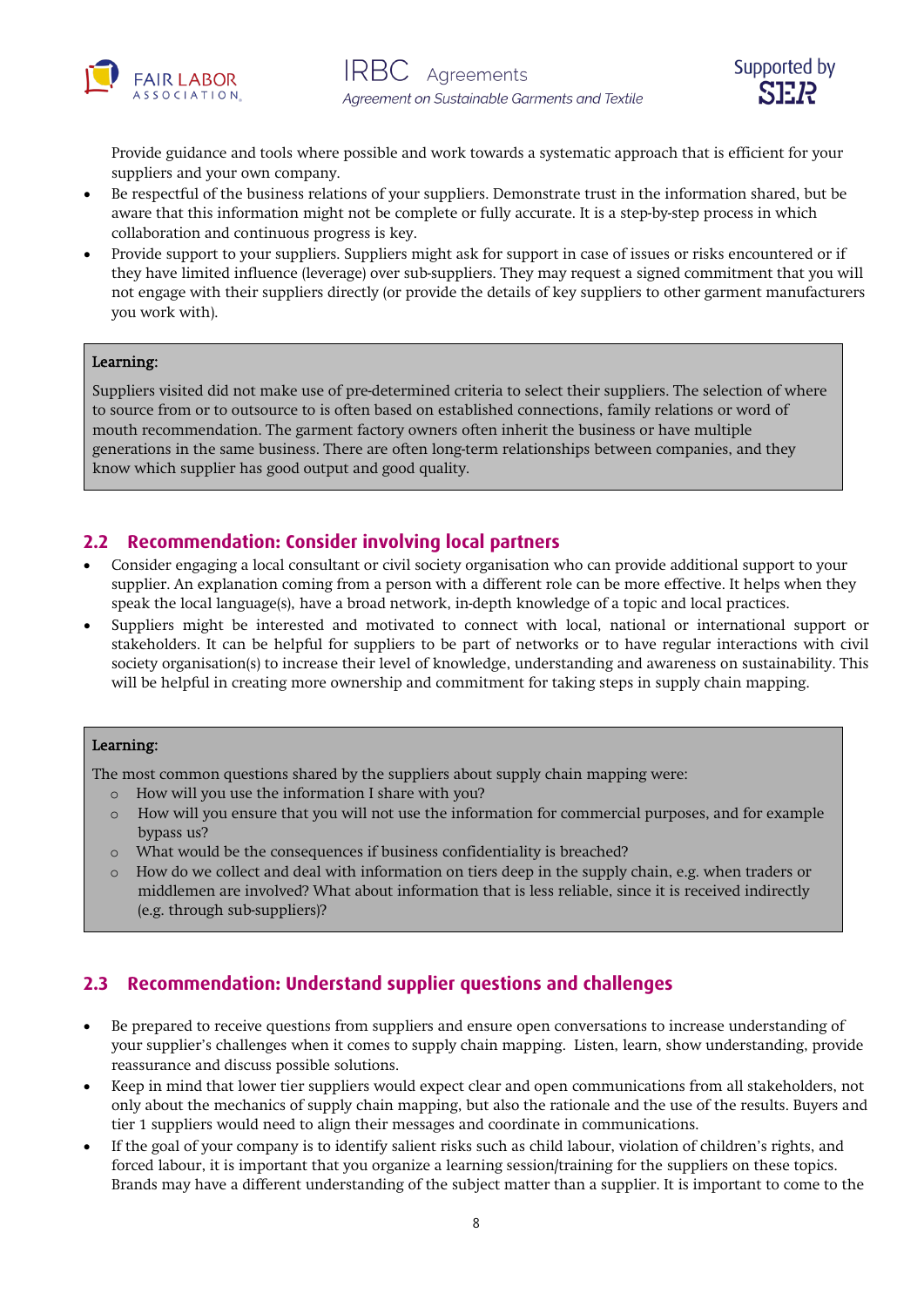Provide guidance and tools where possible and work towards a systematic approach that is efficient for your suppliers and your own company.

- Be respectful of the business relations of your suppliers. Demonstrate trust in the information shared, but be aware that this information might not be complete or fully accurate. It is a step-by-step process in which collaboration and continuous progress is key.
- Provide support to your suppliers. Suppliers might ask for support in case of issues or risks encountered or if they have limited influence (leverage) over sub-suppliers. They may request a signed commitment that you will not engage with their suppliers directly (or provide the details of key suppliers to other garment manufacturers you work with).

> **Learning:**
>
> Suppliers visited did not make use of pre-determined criteria to select their suppliers. The selection of where to source from or to outsource to is often based on established connections, family relations or word of mouth recommendation. The garment factory owners often inherit the business or have multiple generations in the same business. There are often long-term relationships between companies, and they know which supplier has good output and good quality.

## 2.2 Recommendation: Consider involving local partners

- Consider engaging a local consultant or civil society organisation who can provide additional support to your supplier. An explanation coming from a person with a different role can be more effective. It helps when they speak the local language(s), have a broad network, in-depth knowledge of a topic and local practices.
- Suppliers might be interested and motivated to connect with local, national or international support or stakeholders. It can be helpful for suppliers to be part of networks or to have regular interactions with civil society organisation(s) to increase their level of knowledge, understanding and awareness on sustainability. This will be helpful in creating more ownership and commitment for taking steps in supply chain mapping.

> **Learning:**
>
> The most common questions shared by the suppliers about supply chain mapping were:
>
> - How will you use the information I share with you?
> - How will you ensure that you will not use the information for commercial purposes, and for example bypass us?
> - What would be the consequences if business confidentiality is breached?
> - How do we collect and deal with information on tiers deep in the supply chain, e.g. when traders or middlemen are involved? What about information that is less reliable, since it is received indirectly (e.g. through sub-suppliers)?

## 2.3 Recommendation: Understand supplier questions and challenges

- Be prepared to receive questions from suppliers and ensure open conversations to increase understanding of your supplier's challenges when it comes to supply chain mapping. Listen, learn, show understanding, provide reassurance and discuss possible solutions.
- Keep in mind that lower tier suppliers would expect clear and open communications from all stakeholders, not only about the mechanics of supply chain mapping, but also the rationale and the use of the results. Buyers and tier 1 suppliers would need to align their messages and coordinate in communications.
- If the goal of your company is to identify salient risks such as child labour, violation of children's rights, and forced labour, it is important that you organize a learning session/training for the suppliers on these topics. Brands may have a different understanding of the subject matter than a supplier. It is important to come to the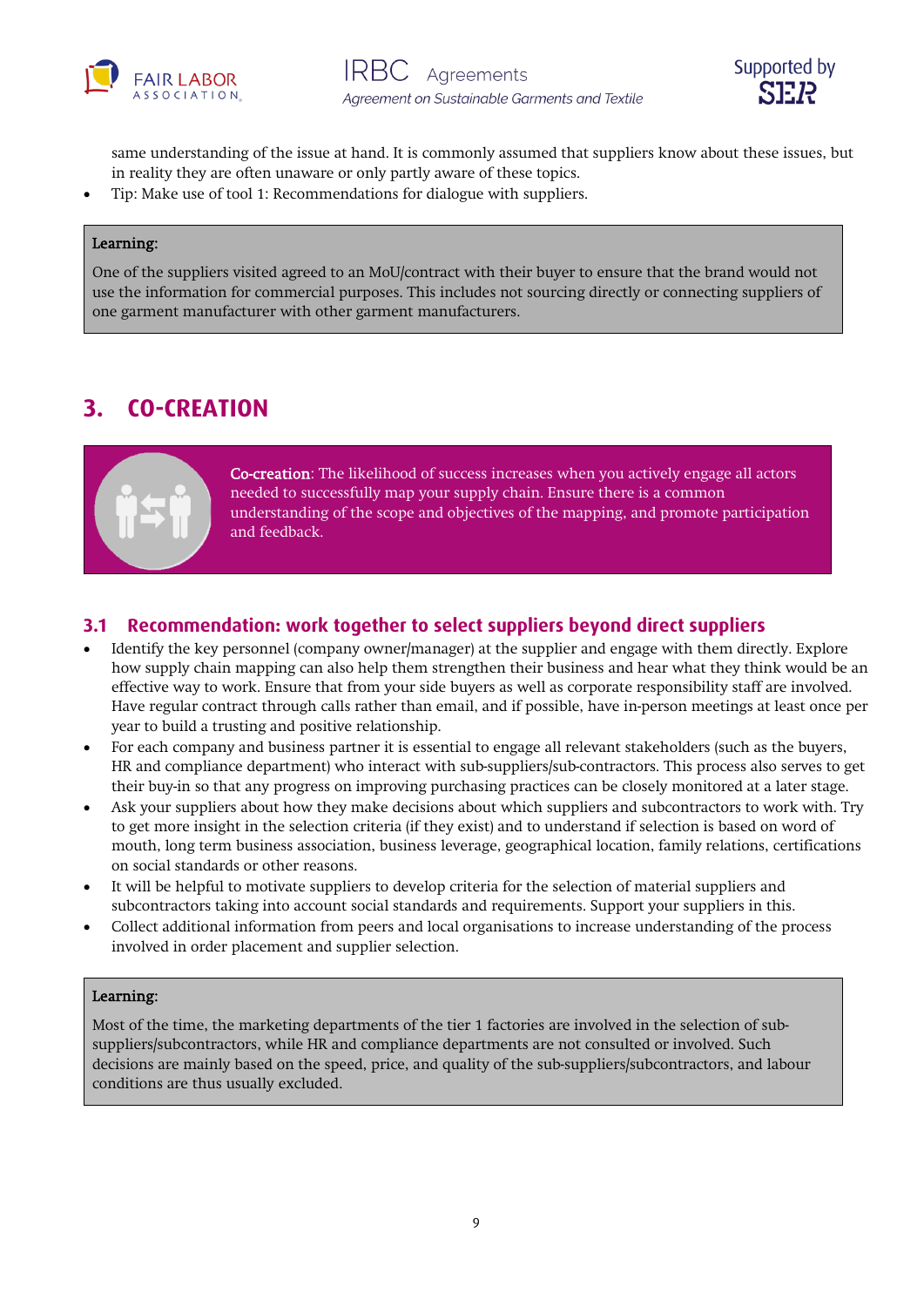same understanding of the issue at hand. It is commonly assumed that suppliers know about these issues, but in reality they are often unaware or only partly aware of these topics.

- Tip: Make use of tool 1: Recommendations for dialogue with suppliers.

> **Learning:**
>
> One of the suppliers visited agreed to an MoU/contract with their buyer to ensure that the brand would not use the information for commercial purposes. This includes not sourcing directly or connecting suppliers of one garment manufacturer with other garment manufacturers.

# 3. CO-CREATION

> **Co-creation**: The likelihood of success increases when you actively engage all actors needed to successfully map your supply chain. Ensure there is a common understanding of the scope and objectives of the mapping, and promote participation and feedback.

## 3.1 Recommendation: work together to select suppliers beyond direct suppliers

- Identify the key personnel (company owner/manager) at the supplier and engage with them directly. Explore how supply chain mapping can also help them strengthen their business and hear what they think would be an effective way to work. Ensure that from your side buyers as well as corporate responsibility staff are involved. Have regular contract through calls rather than email, and if possible, have in-person meetings at least once per year to build a trusting and positive relationship.
- For each company and business partner it is essential to engage all relevant stakeholders (such as the buyers, HR and compliance department) who interact with sub-suppliers/sub-contractors. This process also serves to get their buy-in so that any progress on improving purchasing practices can be closely monitored at a later stage.
- Ask your suppliers about how they make decisions about which suppliers and subcontractors to work with. Try to get more insight in the selection criteria (if they exist) and to understand if selection is based on word of mouth, long term business association, business leverage, geographical location, family relations, certifications on social standards or other reasons.
- It will be helpful to motivate suppliers to develop criteria for the selection of material suppliers and subcontractors taking into account social standards and requirements. Support your suppliers in this.
- Collect additional information from peers and local organisations to increase understanding of the process involved in order placement and supplier selection.

> **Learning:**
>
> Most of the time, the marketing departments of the tier 1 factories are involved in the selection of sub-suppliers/subcontractors, while HR and compliance departments are not consulted or involved. Such decisions are mainly based on the speed, price, and quality of the sub-suppliers/subcontractors, and labour conditions are thus usually excluded.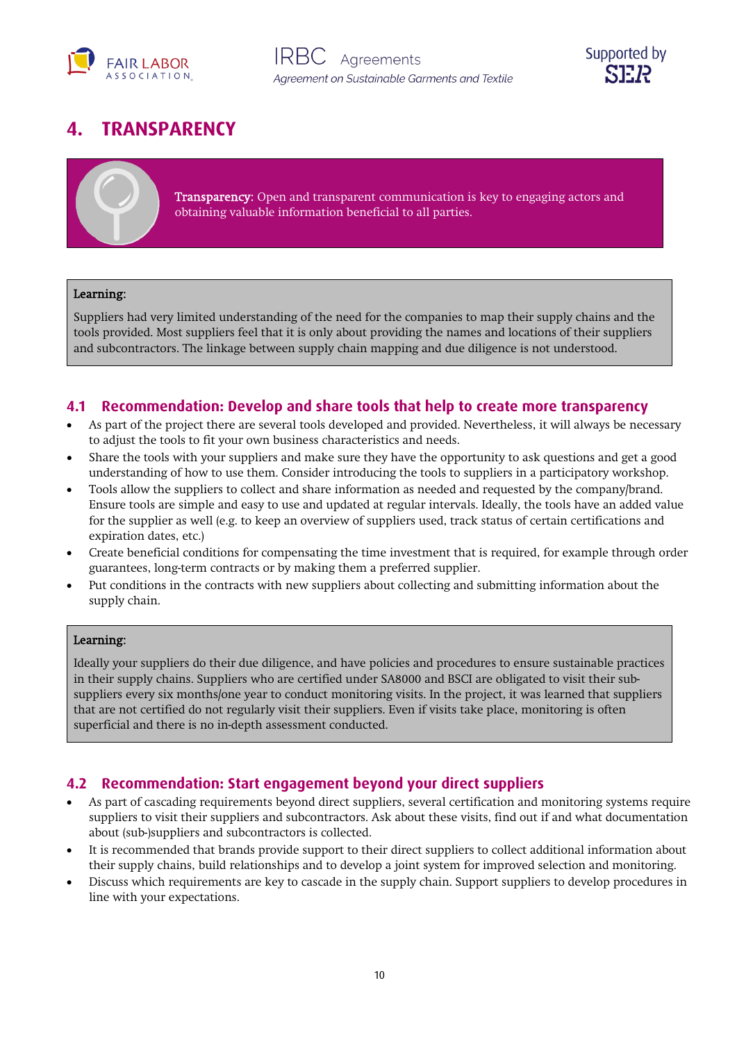# 4. TRANSPARENCY

**Transparency:** Open and transparent communication is key to engaging actors and obtaining valuable information beneficial to all parties.

**Learning:**

Suppliers had very limited understanding of the need for the companies to map their supply chains and the tools provided. Most suppliers feel that it is only about providing the names and locations of their suppliers and subcontractors. The linkage between supply chain mapping and due diligence is not understood.

## 4.1 Recommendation: Develop and share tools that help to create more transparency

- As part of the project there are several tools developed and provided. Nevertheless, it will always be necessary to adjust the tools to fit your own business characteristics and needs.
- Share the tools with your suppliers and make sure they have the opportunity to ask questions and get a good understanding of how to use them. Consider introducing the tools to suppliers in a participatory workshop.
- Tools allow the suppliers to collect and share information as needed and requested by the company/brand. Ensure tools are simple and easy to use and updated at regular intervals. Ideally, the tools have an added value for the supplier as well (e.g. to keep an overview of suppliers used, track status of certain certifications and expiration dates, etc.)
- Create beneficial conditions for compensating the time investment that is required, for example through order guarantees, long-term contracts or by making them a preferred supplier.
- Put conditions in the contracts with new suppliers about collecting and submitting information about the supply chain.

**Learning:**

Ideally your suppliers do their due diligence, and have policies and procedures to ensure sustainable practices in their supply chains. Suppliers who are certified under SA8000 and BSCI are obligated to visit their sub-suppliers every six months/one year to conduct monitoring visits. In the project, it was learned that suppliers that are not certified do not regularly visit their suppliers. Even if visits take place, monitoring is often superficial and there is no in-depth assessment conducted.

## 4.2 Recommendation: Start engagement beyond your direct suppliers

- As part of cascading requirements beyond direct suppliers, several certification and monitoring systems require suppliers to visit their suppliers and subcontractors. Ask about these visits, find out if and what documentation about (sub-)suppliers and subcontractors is collected.
- It is recommended that brands provide support to their direct suppliers to collect additional information about their supply chains, build relationships and to develop a joint system for improved selection and monitoring.
- Discuss which requirements are key to cascade in the supply chain. Support suppliers to develop procedures in line with your expectations.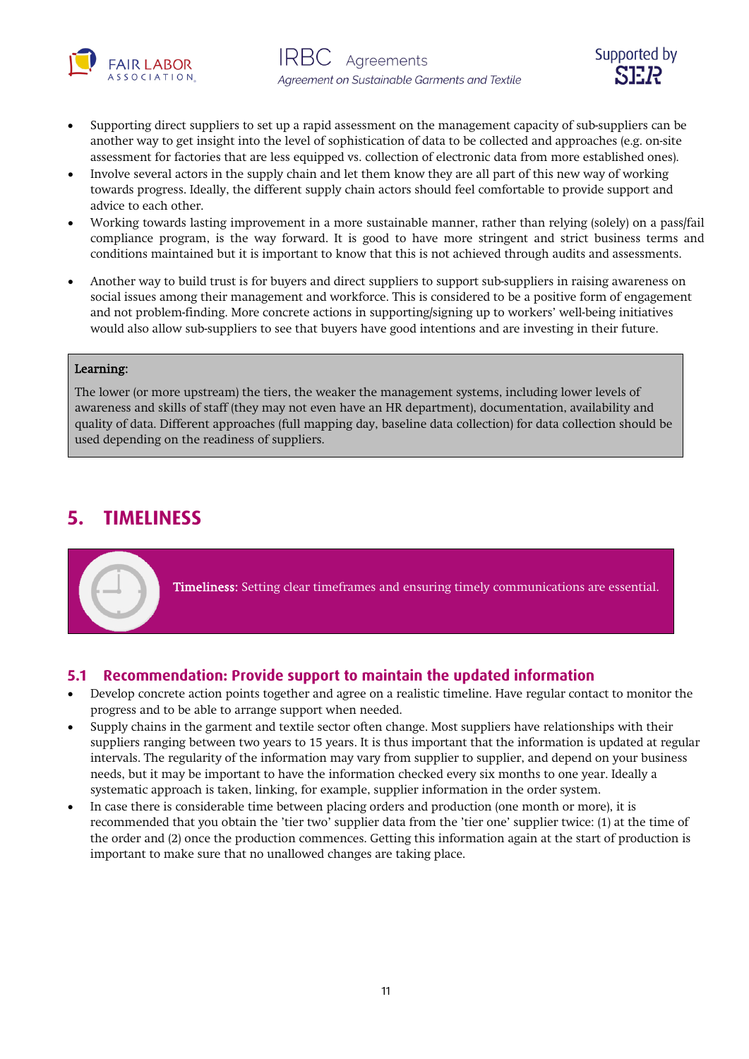- Supporting direct suppliers to set up a rapid assessment on the management capacity of sub-suppliers can be another way to get insight into the level of sophistication of data to be collected and approaches (e.g. on-site assessment for factories that are less equipped vs. collection of electronic data from more established ones).
- Involve several actors in the supply chain and let them know they are all part of this new way of working towards progress. Ideally, the different supply chain actors should feel comfortable to provide support and advice to each other.
- Working towards lasting improvement in a more sustainable manner, rather than relying (solely) on a pass/fail compliance program, is the way forward. It is good to have more stringent and strict business terms and conditions maintained but it is important to know that this is not achieved through audits and assessments.
- Another way to build trust is for buyers and direct suppliers to support sub-suppliers in raising awareness on social issues among their management and workforce. This is considered to be a positive form of engagement and not problem-finding. More concrete actions in supporting/signing up to workers' well-being initiatives would also allow sub-suppliers to see that buyers have good intentions and are investing in their future.

> **Learning:**
>
> The lower (or more upstream) the tiers, the weaker the management systems, including lower levels of awareness and skills of staff (they may not even have an HR department), documentation, availability and quality of data. Different approaches (full mapping day, baseline data collection) for data collection should be used depending on the readiness of suppliers.

# 5. TIMELINESS

**Timeliness:** Setting clear timeframes and ensuring timely communications are essential.

## 5.1 Recommendation: Provide support to maintain the updated information

- Develop concrete action points together and agree on a realistic timeline. Have regular contact to monitor the progress and to be able to arrange support when needed.
- Supply chains in the garment and textile sector often change. Most suppliers have relationships with their suppliers ranging between two years to 15 years. It is thus important that the information is updated at regular intervals. The regularity of the information may vary from supplier to supplier, and depend on your business needs, but it may be important to have the information checked every six months to one year. Ideally a systematic approach is taken, linking, for example, supplier information in the order system.
- In case there is considerable time between placing orders and production (one month or more), it is recommended that you obtain the 'tier two' supplier data from the 'tier one' supplier twice: (1) at the time of the order and (2) once the production commences. Getting this information again at the start of production is important to make sure that no unallowed changes are taking place.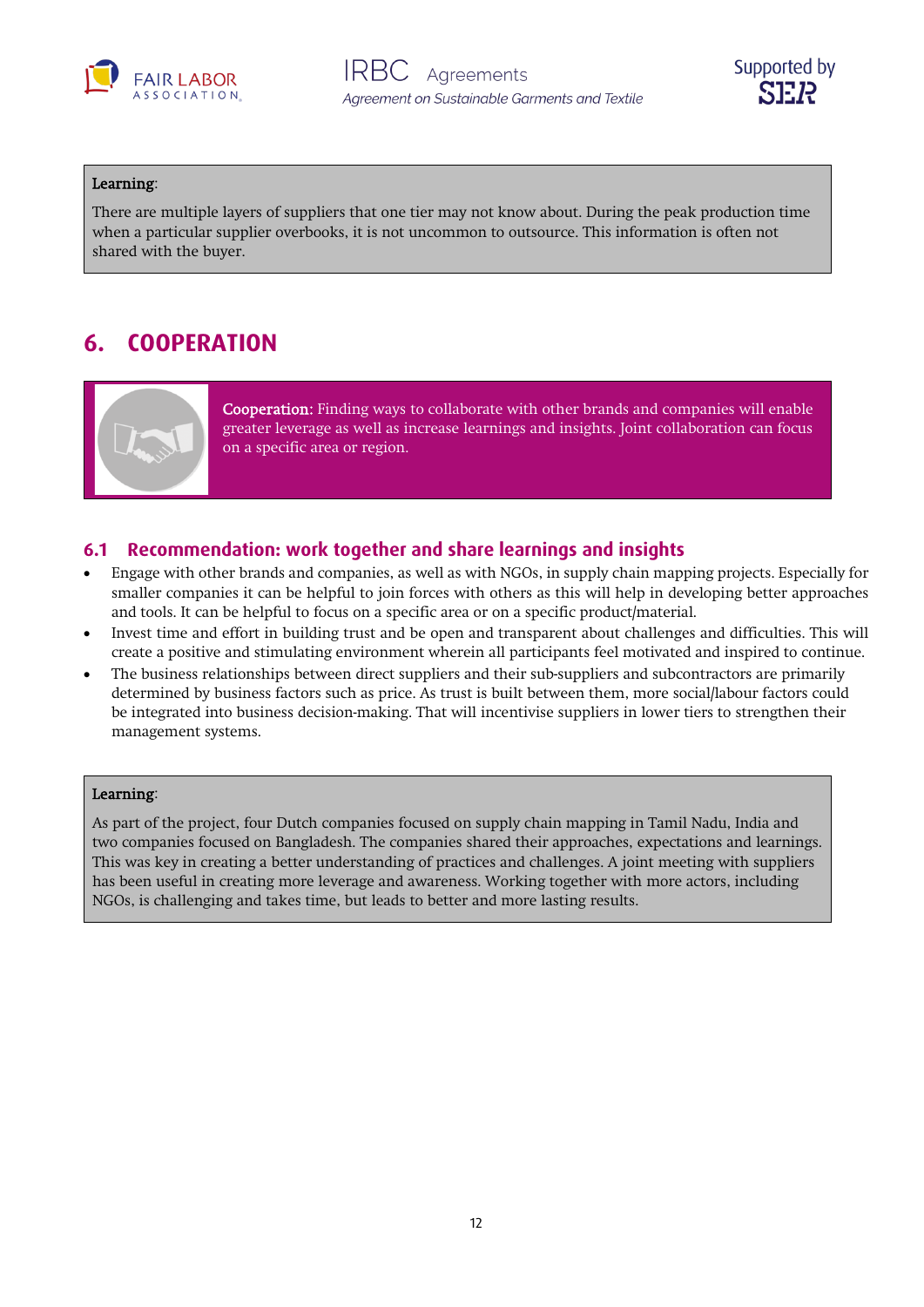**Learning**:

There are multiple layers of suppliers that one tier may not know about. During the peak production time when a particular supplier overbooks, it is not uncommon to outsource. This information is often not shared with the buyer.

# 6. COOPERATION

**Cooperation:** Finding ways to collaborate with other brands and companies will enable greater leverage as well as increase learnings and insights. Joint collaboration can focus on a specific area or region.

## 6.1 Recommendation: work together and share learnings and insights

- Engage with other brands and companies, as well as with NGOs, in supply chain mapping projects. Especially for smaller companies it can be helpful to join forces with others as this will help in developing better approaches and tools. It can be helpful to focus on a specific area or on a specific product/material.
- Invest time and effort in building trust and be open and transparent about challenges and difficulties. This will create a positive and stimulating environment wherein all participants feel motivated and inspired to continue.
- The business relationships between direct suppliers and their sub-suppliers and subcontractors are primarily determined by business factors such as price. As trust is built between them, more social/labour factors could be integrated into business decision-making. That will incentivise suppliers in lower tiers to strengthen their management systems.

**Learning**:

As part of the project, four Dutch companies focused on supply chain mapping in Tamil Nadu, India and two companies focused on Bangladesh. The companies shared their approaches, expectations and learnings. This was key in creating a better understanding of practices and challenges. A joint meeting with suppliers has been useful in creating more leverage and awareness. Working together with more actors, including NGOs, is challenging and takes time, but leads to better and more lasting results.